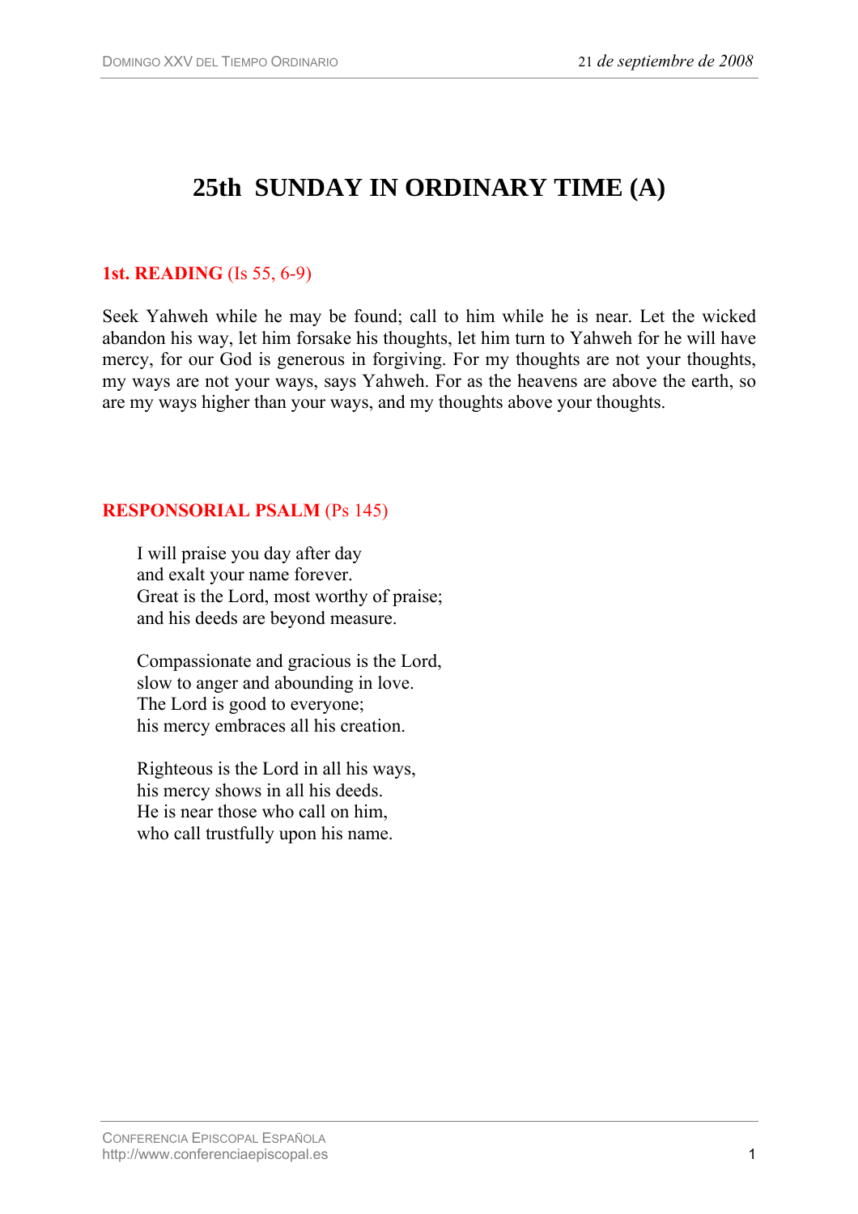# 25th SUNDAY IN ORDINARY TIME (A)

**1st. READING** (Is 55, 6-9)

Seek Yahweh while he may be found; call to him while he is near. Let the wicked abandon his way, let him forsake his thoughts, let him turn to Yahweh for he will have mercy, for our God is generous in forgiving. For my thoughts are not your thoughts, my ways are not your ways, says Yahweh. For as the heavens are above the earth, so are my ways higher than your ways, and my thoughts above your thoughts.

**RESPONSORIAL PSALM** (Ps 145)

I will praise you day after day  
and exalt your name forever.  
Great is the Lord, most worthy of praise;  
and his deeds are beyond measure.

Compassionate and gracious is the Lord,  
slow to anger and abounding in love.  
The Lord is good to everyone;  
his mercy embraces all his creation.

Righteous is the Lord in all his ways,  
his mercy shows in all his deeds.  
He is near those who call on him,  
who call trustfully upon his name.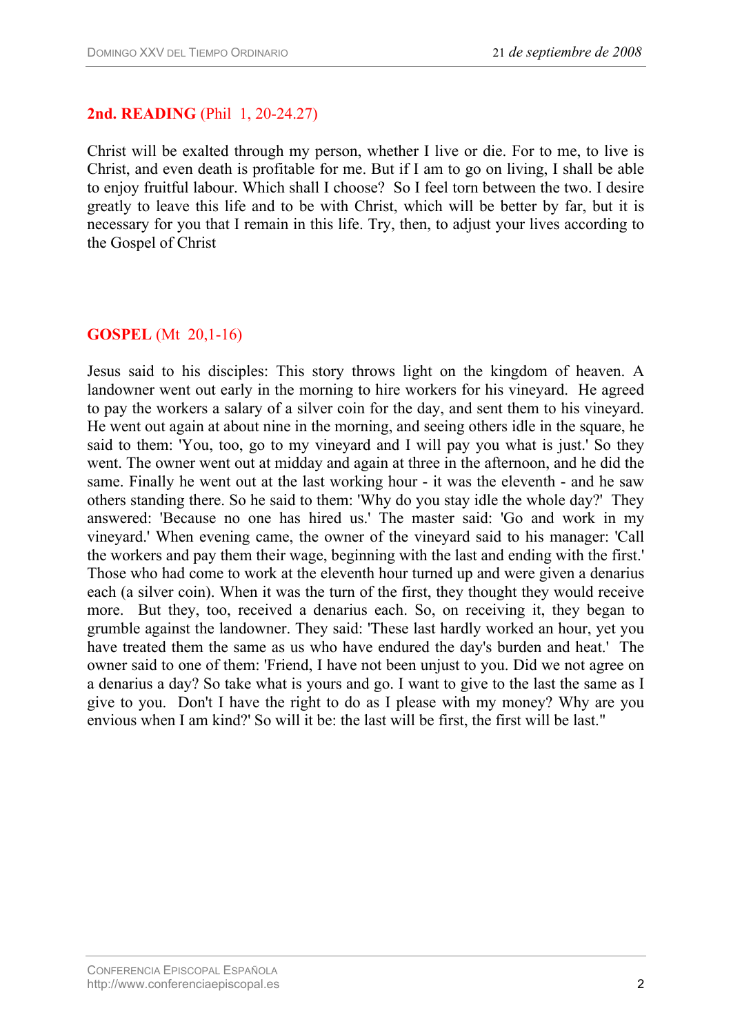## 2nd. READING (Phil 1, 20-24.27)

Christ will be exalted through my person, whether I live or die. For to me, to live is Christ, and even death is profitable for me. But if I am to go on living, I shall be able to enjoy fruitful labour. Which shall I choose? So I feel torn between the two. I desire greatly to leave this life and to be with Christ, which will be better by far, but it is necessary for you that I remain in this life. Try, then, to adjust your lives according to the Gospel of Christ

## GOSPEL (Mt 20,1-16)

Jesus said to his disciples: This story throws light on the kingdom of heaven. A landowner went out early in the morning to hire workers for his vineyard. He agreed to pay the workers a salary of a silver coin for the day, and sent them to his vineyard. He went out again at about nine in the morning, and seeing others idle in the square, he said to them: 'You, too, go to my vineyard and I will pay you what is just.' So they went. The owner went out at midday and again at three in the afternoon, and he did the same. Finally he went out at the last working hour - it was the eleventh - and he saw others standing there. So he said to them: 'Why do you stay idle the whole day?' They answered: 'Because no one has hired us.' The master said: 'Go and work in my vineyard.' When evening came, the owner of the vineyard said to his manager: 'Call the workers and pay them their wage, beginning with the last and ending with the first.' Those who had come to work at the eleventh hour turned up and were given a denarius each (a silver coin). When it was the turn of the first, they thought they would receive more. But they, too, received a denarius each. So, on receiving it, they began to grumble against the landowner. They said: 'These last hardly worked an hour, yet you have treated them the same as us who have endured the day's burden and heat.' The owner said to one of them: 'Friend, I have not been unjust to you. Did we not agree on a denarius a day? So take what is yours and go. I want to give to the last the same as I give to you. Don't I have the right to do as I please with my money? Why are you envious when I am kind?' So will it be: the last will be first, the first will be last."